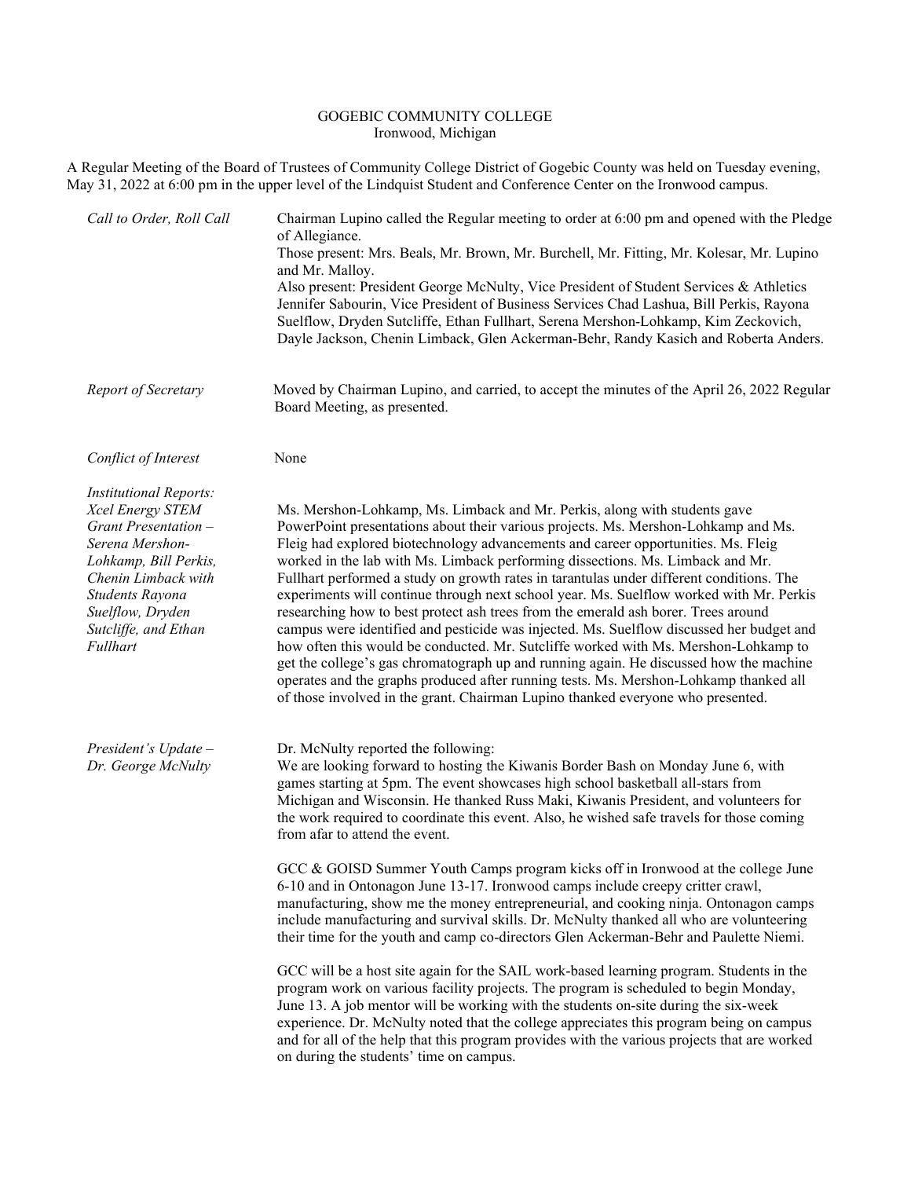GOGEBIC COMMUNITY COLLEGE
Ironwood, Michigan

A Regular Meeting of the Board of Trustees of Community College District of Gogebic County was held on Tuesday evening, May 31, 2022 at 6:00 pm in the upper level of the Lindquist Student and Conference Center on the Ironwood campus.

*Call to Order, Roll Call*

Chairman Lupino called the Regular meeting to order at 6:00 pm and opened with the Pledge of Allegiance.
Those present: Mrs. Beals, Mr. Brown, Mr. Burchell, Mr. Fitting, Mr. Kolesar, Mr. Lupino and Mr. Malloy.
Also present: President George McNulty, Vice President of Student Services & Athletics Jennifer Sabourin, Vice President of Business Services Chad Lashua, Bill Perkis, Rayona Suelflow, Dryden Sutcliffe, Ethan Fullhart, Serena Mershon-Lohkamp, Kim Zeckovich, Dayle Jackson, Chenin Limback, Glen Ackerman-Behr, Randy Kasich and Roberta Anders.

*Report of Secretary*

Moved by Chairman Lupino, and carried, to accept the minutes of the April 26, 2022 Regular Board Meeting, as presented.

*Conflict of Interest*

None

*Institutional Reports: Xcel Energy STEM Grant Presentation – Serena Mershon-Lohkamp, Bill Perkis, Chenin Limback with Students Rayona Suelflow, Dryden Sutcliffe, and Ethan Fullhart*

Ms. Mershon-Lohkamp, Ms. Limback and Mr. Perkis, along with students gave PowerPoint presentations about their various projects. Ms. Mershon-Lohkamp and Ms. Fleig had explored biotechnology advancements and career opportunities. Ms. Fleig worked in the lab with Ms. Limback performing dissections. Ms. Limback and Mr. Fullhart performed a study on growth rates in tarantulas under different conditions. The experiments will continue through next school year. Ms. Suelflow worked with Mr. Perkis researching how to best protect ash trees from the emerald ash borer. Trees around campus were identified and pesticide was injected. Ms. Suelflow discussed her budget and how often this would be conducted. Mr. Sutcliffe worked with Ms. Mershon-Lohkamp to get the college's gas chromatograph up and running again. He discussed how the machine operates and the graphs produced after running tests. Ms. Mershon-Lohkamp thanked all of those involved in the grant. Chairman Lupino thanked everyone who presented.

*President's Update – Dr. George McNulty*

Dr. McNulty reported the following:
We are looking forward to hosting the Kiwanis Border Bash on Monday June 6, with games starting at 5pm. The event showcases high school basketball all-stars from Michigan and Wisconsin. He thanked Russ Maki, Kiwanis President, and volunteers for the work required to coordinate this event. Also, he wished safe travels for those coming from afar to attend the event.

GCC & GOISD Summer Youth Camps program kicks off in Ironwood at the college June 6-10 and in Ontonagon June 13-17. Ironwood camps include creepy critter crawl, manufacturing, show me the money entrepreneurial, and cooking ninja. Ontonagon camps include manufacturing and survival skills. Dr. McNulty thanked all who are volunteering their time for the youth and camp co-directors Glen Ackerman-Behr and Paulette Niemi.

GCC will be a host site again for the SAIL work-based learning program. Students in the program work on various facility projects. The program is scheduled to begin Monday, June 13. A job mentor will be working with the students on-site during the six-week experience. Dr. McNulty noted that the college appreciates this program being on campus and for all of the help that this program provides with the various projects that are worked on during the students' time on campus.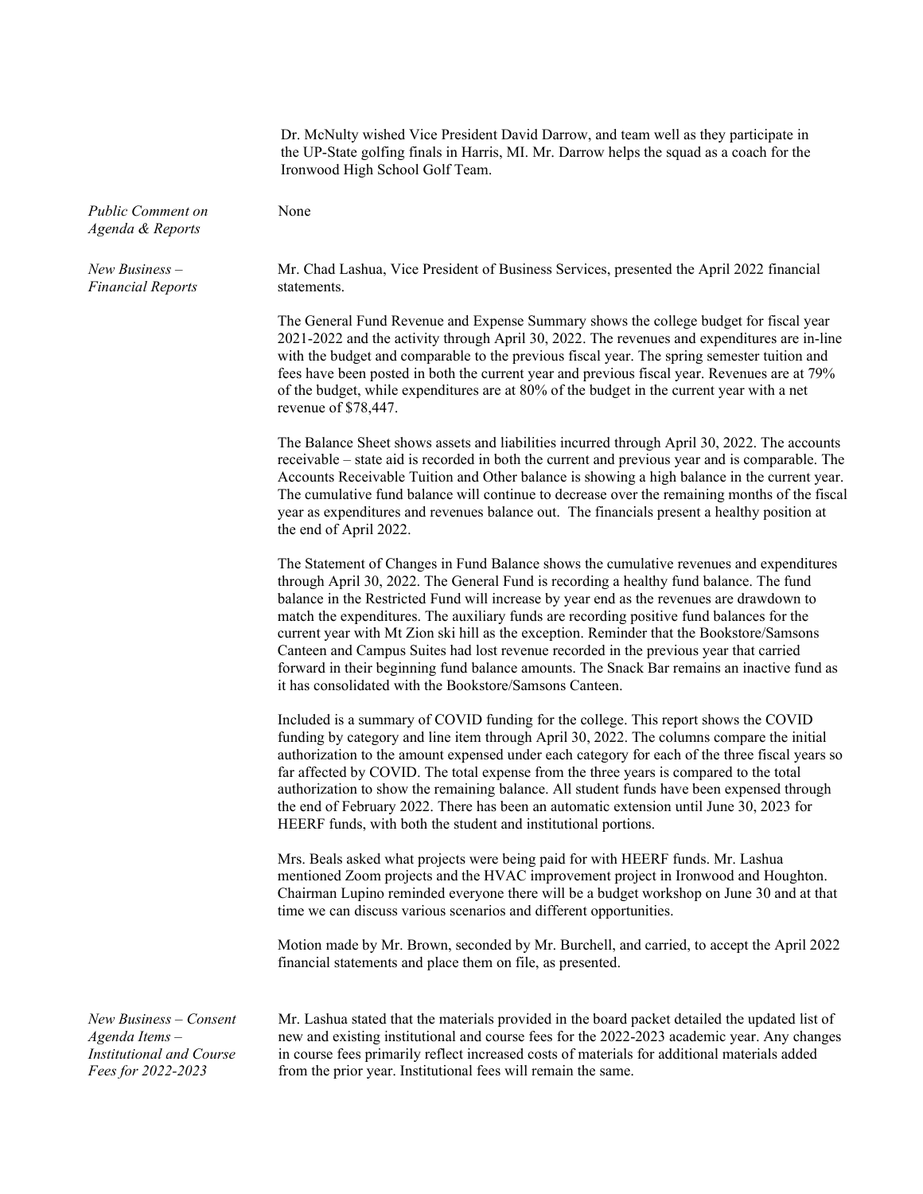Dr. McNulty wished Vice President David Darrow, and team well as they participate in the UP-State golfing finals in Harris, MI. Mr. Darrow helps the squad as a coach for the Ironwood High School Golf Team.

*Public Comment on Agenda & Reports*

None

*New Business – Financial Reports*

Mr. Chad Lashua, Vice President of Business Services, presented the April 2022 financial statements.

The General Fund Revenue and Expense Summary shows the college budget for fiscal year 2021-2022 and the activity through April 30, 2022. The revenues and expenditures are in-line with the budget and comparable to the previous fiscal year. The spring semester tuition and fees have been posted in both the current year and previous fiscal year. Revenues are at 79% of the budget, while expenditures are at 80% of the budget in the current year with a net revenue of $78,447.

The Balance Sheet shows assets and liabilities incurred through April 30, 2022. The accounts receivable – state aid is recorded in both the current and previous year and is comparable. The Accounts Receivable Tuition and Other balance is showing a high balance in the current year. The cumulative fund balance will continue to decrease over the remaining months of the fiscal year as expenditures and revenues balance out. The financials present a healthy position at the end of April 2022.

The Statement of Changes in Fund Balance shows the cumulative revenues and expenditures through April 30, 2022. The General Fund is recording a healthy fund balance. The fund balance in the Restricted Fund will increase by year end as the revenues are drawdown to match the expenditures. The auxiliary funds are recording positive fund balances for the current year with Mt Zion ski hill as the exception. Reminder that the Bookstore/Samsons Canteen and Campus Suites had lost revenue recorded in the previous year that carried forward in their beginning fund balance amounts. The Snack Bar remains an inactive fund as it has consolidated with the Bookstore/Samsons Canteen.

Included is a summary of COVID funding for the college. This report shows the COVID funding by category and line item through April 30, 2022. The columns compare the initial authorization to the amount expensed under each category for each of the three fiscal years so far affected by COVID. The total expense from the three years is compared to the total authorization to show the remaining balance. All student funds have been expensed through the end of February 2022. There has been an automatic extension until June 30, 2023 for HEERF funds, with both the student and institutional portions.

Mrs. Beals asked what projects were being paid for with HEERF funds. Mr. Lashua mentioned Zoom projects and the HVAC improvement project in Ironwood and Houghton. Chairman Lupino reminded everyone there will be a budget workshop on June 30 and at that time we can discuss various scenarios and different opportunities.

Motion made by Mr. Brown, seconded by Mr. Burchell, and carried, to accept the April 2022 financial statements and place them on file, as presented.

*New Business – Consent Agenda Items – Institutional and Course Fees for 2022-2023*

Mr. Lashua stated that the materials provided in the board packet detailed the updated list of new and existing institutional and course fees for the 2022-2023 academic year. Any changes in course fees primarily reflect increased costs of materials for additional materials added from the prior year. Institutional fees will remain the same.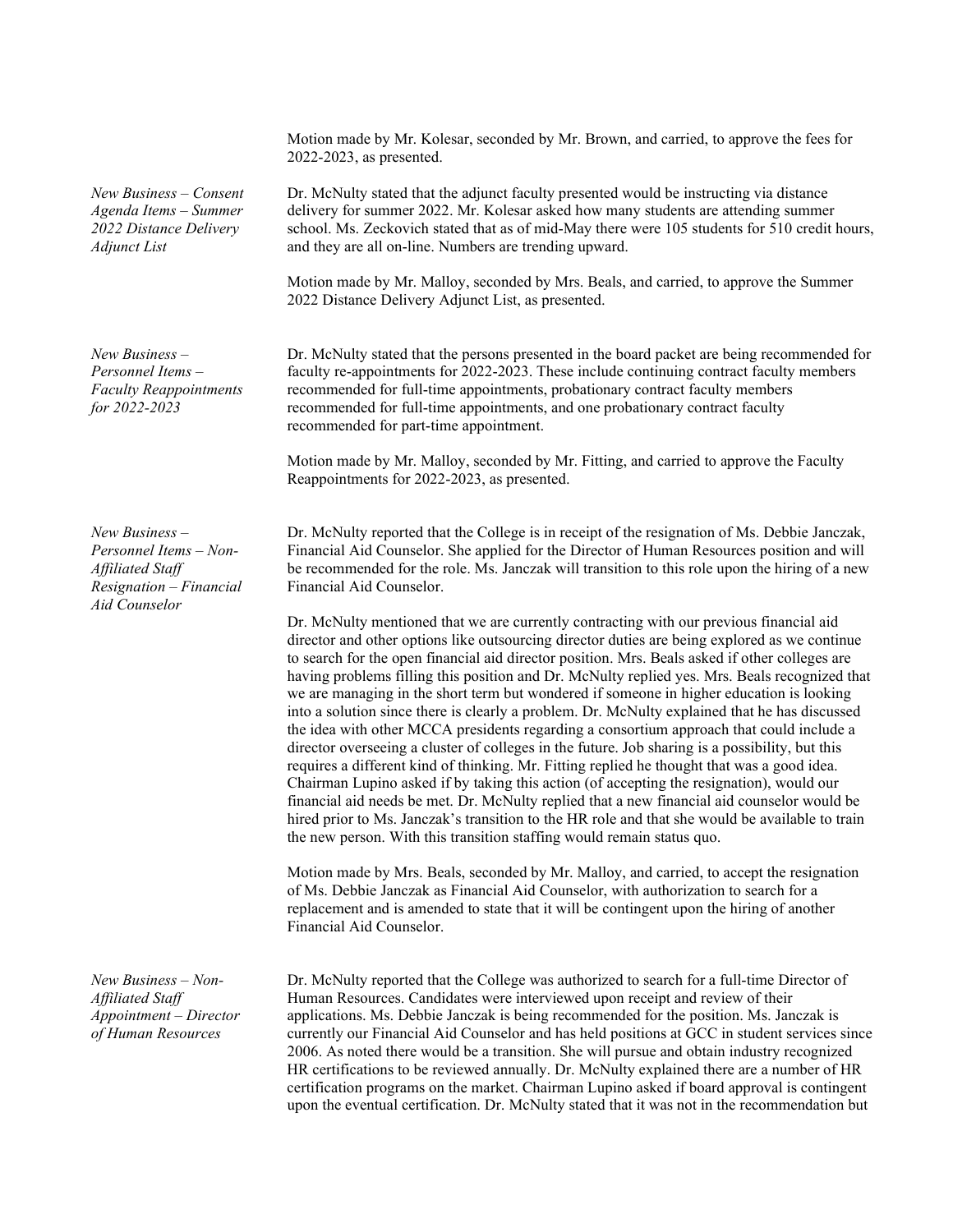Motion made by Mr. Kolesar, seconded by Mr. Brown, and carried, to approve the fees for 2022-2023, as presented.

*New Business – Consent Agenda Items – Summer 2022 Distance Delivery Adjunct List*

Dr. McNulty stated that the adjunct faculty presented would be instructing via distance delivery for summer 2022. Mr. Kolesar asked how many students are attending summer school. Ms. Zeckovich stated that as of mid-May there were 105 students for 510 credit hours, and they are all on-line. Numbers are trending upward.

Motion made by Mr. Malloy, seconded by Mrs. Beals, and carried, to approve the Summer 2022 Distance Delivery Adjunct List, as presented.

*New Business – Personnel Items – Faculty Reappointments for 2022-2023*

Dr. McNulty stated that the persons presented in the board packet are being recommended for faculty re-appointments for 2022-2023. These include continuing contract faculty members recommended for full-time appointments, probationary contract faculty members recommended for full-time appointments, and one probationary contract faculty recommended for part-time appointment.

Motion made by Mr. Malloy, seconded by Mr. Fitting, and carried to approve the Faculty Reappointments for 2022-2023, as presented.

*New Business – Personnel Items – Non-Affiliated Staff Resignation – Financial Aid Counselor*

Dr. McNulty reported that the College is in receipt of the resignation of Ms. Debbie Janczak, Financial Aid Counselor. She applied for the Director of Human Resources position and will be recommended for the role. Ms. Janczak will transition to this role upon the hiring of a new Financial Aid Counselor.

Dr. McNulty mentioned that we are currently contracting with our previous financial aid director and other options like outsourcing director duties are being explored as we continue to search for the open financial aid director position. Mrs. Beals asked if other colleges are having problems filling this position and Dr. McNulty replied yes. Mrs. Beals recognized that we are managing in the short term but wondered if someone in higher education is looking into a solution since there is clearly a problem. Dr. McNulty explained that he has discussed the idea with other MCCA presidents regarding a consortium approach that could include a director overseeing a cluster of colleges in the future. Job sharing is a possibility, but this requires a different kind of thinking. Mr. Fitting replied he thought that was a good idea. Chairman Lupino asked if by taking this action (of accepting the resignation), would our financial aid needs be met. Dr. McNulty replied that a new financial aid counselor would be hired prior to Ms. Janczak's transition to the HR role and that she would be available to train the new person. With this transition staffing would remain status quo.

Motion made by Mrs. Beals, seconded by Mr. Malloy, and carried, to accept the resignation of Ms. Debbie Janczak as Financial Aid Counselor, with authorization to search for a replacement and is amended to state that it will be contingent upon the hiring of another Financial Aid Counselor.

*New Business – Non-Affiliated Staff Appointment – Director of Human Resources*

Dr. McNulty reported that the College was authorized to search for a full-time Director of Human Resources. Candidates were interviewed upon receipt and review of their applications. Ms. Debbie Janczak is being recommended for the position. Ms. Janczak is currently our Financial Aid Counselor and has held positions at GCC in student services since 2006. As noted there would be a transition. She will pursue and obtain industry recognized HR certifications to be reviewed annually. Dr. McNulty explained there are a number of HR certification programs on the market. Chairman Lupino asked if board approval is contingent upon the eventual certification. Dr. McNulty stated that it was not in the recommendation but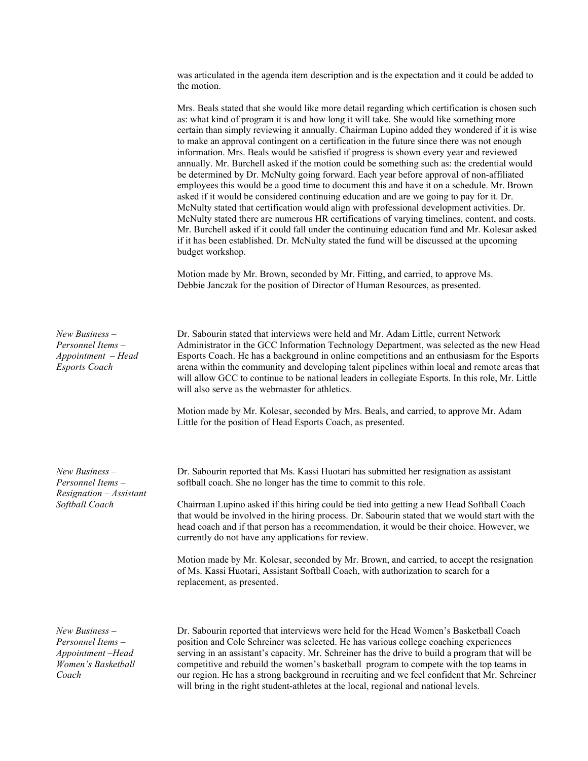was articulated in the agenda item description and is the expectation and it could be added to the motion.

Mrs. Beals stated that she would like more detail regarding which certification is chosen such as: what kind of program it is and how long it will take. She would like something more certain than simply reviewing it annually. Chairman Lupino added they wondered if it is wise to make an approval contingent on a certification in the future since there was not enough information. Mrs. Beals would be satisfied if progress is shown every year and reviewed annually. Mr. Burchell asked if the motion could be something such as: the credential would be determined by Dr. McNulty going forward. Each year before approval of non-affiliated employees this would be a good time to document this and have it on a schedule. Mr. Brown asked if it would be considered continuing education and are we going to pay for it. Dr. McNulty stated that certification would align with professional development activities. Dr. McNulty stated there are numerous HR certifications of varying timelines, content, and costs. Mr. Burchell asked if it could fall under the continuing education fund and Mr. Kolesar asked if it has been established. Dr. McNulty stated the fund will be discussed at the upcoming budget workshop.

Motion made by Mr. Brown, seconded by Mr. Fitting, and carried, to approve Ms. Debbie Janczak for the position of Director of Human Resources, as presented.

*New Business – Personnel Items – Appointment – Head Esports Coach*

Dr. Sabourin stated that interviews were held and Mr. Adam Little, current Network Administrator in the GCC Information Technology Department, was selected as the new Head Esports Coach. He has a background in online competitions and an enthusiasm for the Esports arena within the community and developing talent pipelines within local and remote areas that will allow GCC to continue to be national leaders in collegiate Esports. In this role, Mr. Little will also serve as the webmaster for athletics.

Motion made by Mr. Kolesar, seconded by Mrs. Beals, and carried, to approve Mr. Adam Little for the position of Head Esports Coach, as presented.

*New Business – Personnel Items – Resignation – Assistant Softball Coach*

Dr. Sabourin reported that Ms. Kassi Huotari has submitted her resignation as assistant softball coach. She no longer has the time to commit to this role.

Chairman Lupino asked if this hiring could be tied into getting a new Head Softball Coach that would be involved in the hiring process. Dr. Sabourin stated that we would start with the head coach and if that person has a recommendation, it would be their choice. However, we currently do not have any applications for review.

Motion made by Mr. Kolesar, seconded by Mr. Brown, and carried, to accept the resignation of Ms. Kassi Huotari, Assistant Softball Coach, with authorization to search for a replacement, as presented.

*New Business – Personnel Items – Appointment –Head Women's Basketball Coach*

Dr. Sabourin reported that interviews were held for the Head Women's Basketball Coach position and Cole Schreiner was selected. He has various college coaching experiences serving in an assistant's capacity. Mr. Schreiner has the drive to build a program that will be competitive and rebuild the women's basketball program to compete with the top teams in our region. He has a strong background in recruiting and we feel confident that Mr. Schreiner will bring in the right student-athletes at the local, regional and national levels.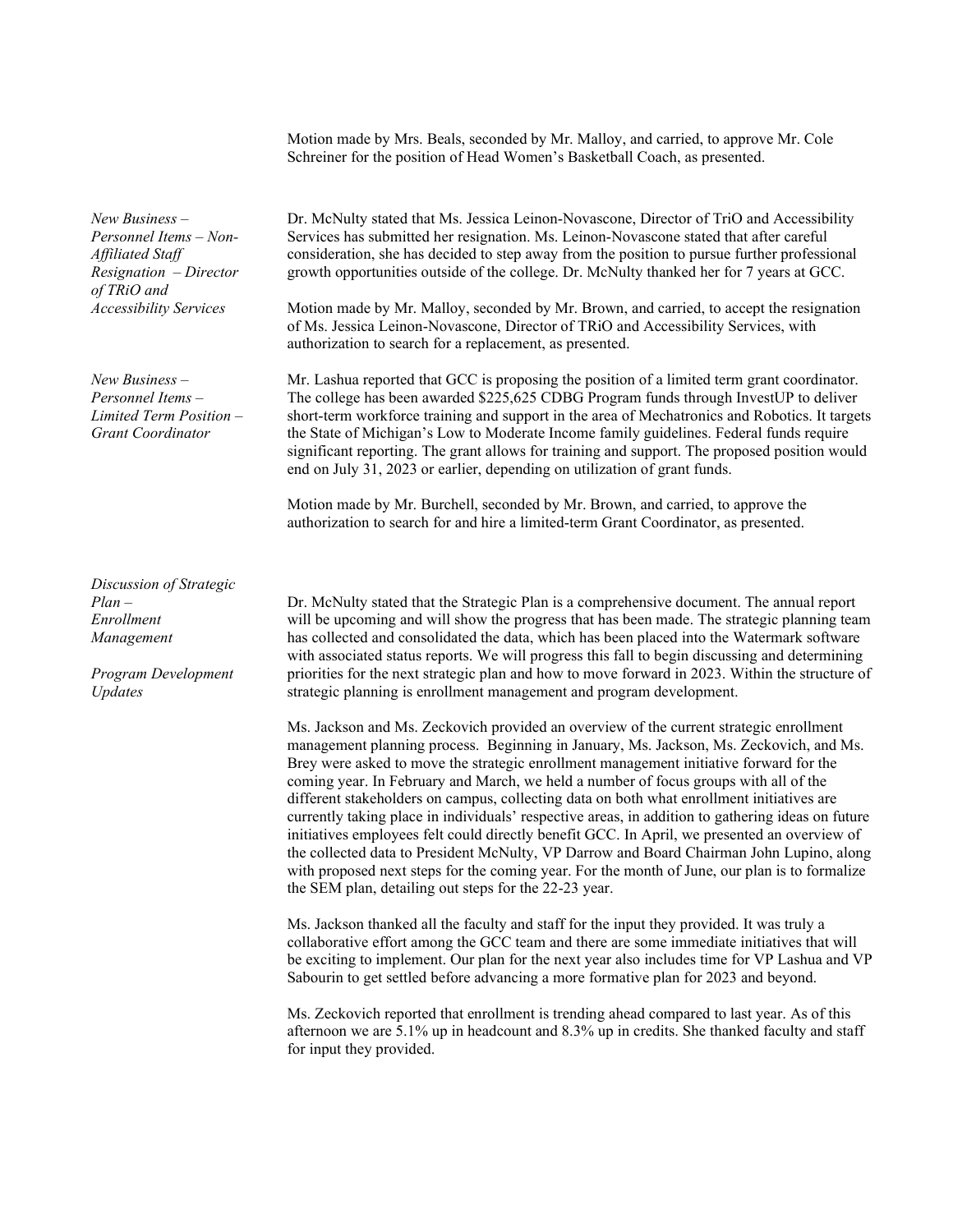Motion made by Mrs. Beals, seconded by Mr. Malloy, and carried, to approve Mr. Cole Schreiner for the position of Head Women's Basketball Coach, as presented.

*New Business – Personnel Items – Non-Affiliated Staff Resignation – Director of TRiO and Accessibility Services*

Dr. McNulty stated that Ms. Jessica Leinon-Novascone, Director of TriO and Accessibility Services has submitted her resignation. Ms. Leinon-Novascone stated that after careful consideration, she has decided to step away from the position to pursue further professional growth opportunities outside of the college. Dr. McNulty thanked her for 7 years at GCC.

Motion made by Mr. Malloy, seconded by Mr. Brown, and carried, to accept the resignation of Ms. Jessica Leinon-Novascone, Director of TRiO and Accessibility Services, with authorization to search for a replacement, as presented.

*New Business – Personnel Items – Limited Term Position – Grant Coordinator*

Mr. Lashua reported that GCC is proposing the position of a limited term grant coordinator. The college has been awarded $225,625 CDBG Program funds through InvestUP to deliver short-term workforce training and support in the area of Mechatronics and Robotics. It targets the State of Michigan's Low to Moderate Income family guidelines. Federal funds require significant reporting. The grant allows for training and support. The proposed position would end on July 31, 2023 or earlier, depending on utilization of grant funds.

Motion made by Mr. Burchell, seconded by Mr. Brown, and carried, to approve the authorization to search for and hire a limited-term Grant Coordinator, as presented.

*Discussion of Strategic Plan – Enrollment Management*

*Program Development Updates*

Dr. McNulty stated that the Strategic Plan is a comprehensive document. The annual report will be upcoming and will show the progress that has been made. The strategic planning team has collected and consolidated the data, which has been placed into the Watermark software with associated status reports. We will progress this fall to begin discussing and determining priorities for the next strategic plan and how to move forward in 2023. Within the structure of strategic planning is enrollment management and program development.

Ms. Jackson and Ms. Zeckovich provided an overview of the current strategic enrollment management planning process. Beginning in January, Ms. Jackson, Ms. Zeckovich, and Ms. Brey were asked to move the strategic enrollment management initiative forward for the coming year. In February and March, we held a number of focus groups with all of the different stakeholders on campus, collecting data on both what enrollment initiatives are currently taking place in individuals' respective areas, in addition to gathering ideas on future initiatives employees felt could directly benefit GCC. In April, we presented an overview of the collected data to President McNulty, VP Darrow and Board Chairman John Lupino, along with proposed next steps for the coming year. For the month of June, our plan is to formalize the SEM plan, detailing out steps for the 22-23 year.

Ms. Jackson thanked all the faculty and staff for the input they provided. It was truly a collaborative effort among the GCC team and there are some immediate initiatives that will be exciting to implement. Our plan for the next year also includes time for VP Lashua and VP Sabourin to get settled before advancing a more formative plan for 2023 and beyond.

Ms. Zeckovich reported that enrollment is trending ahead compared to last year. As of this afternoon we are 5.1% up in headcount and 8.3% up in credits. She thanked faculty and staff for input they provided.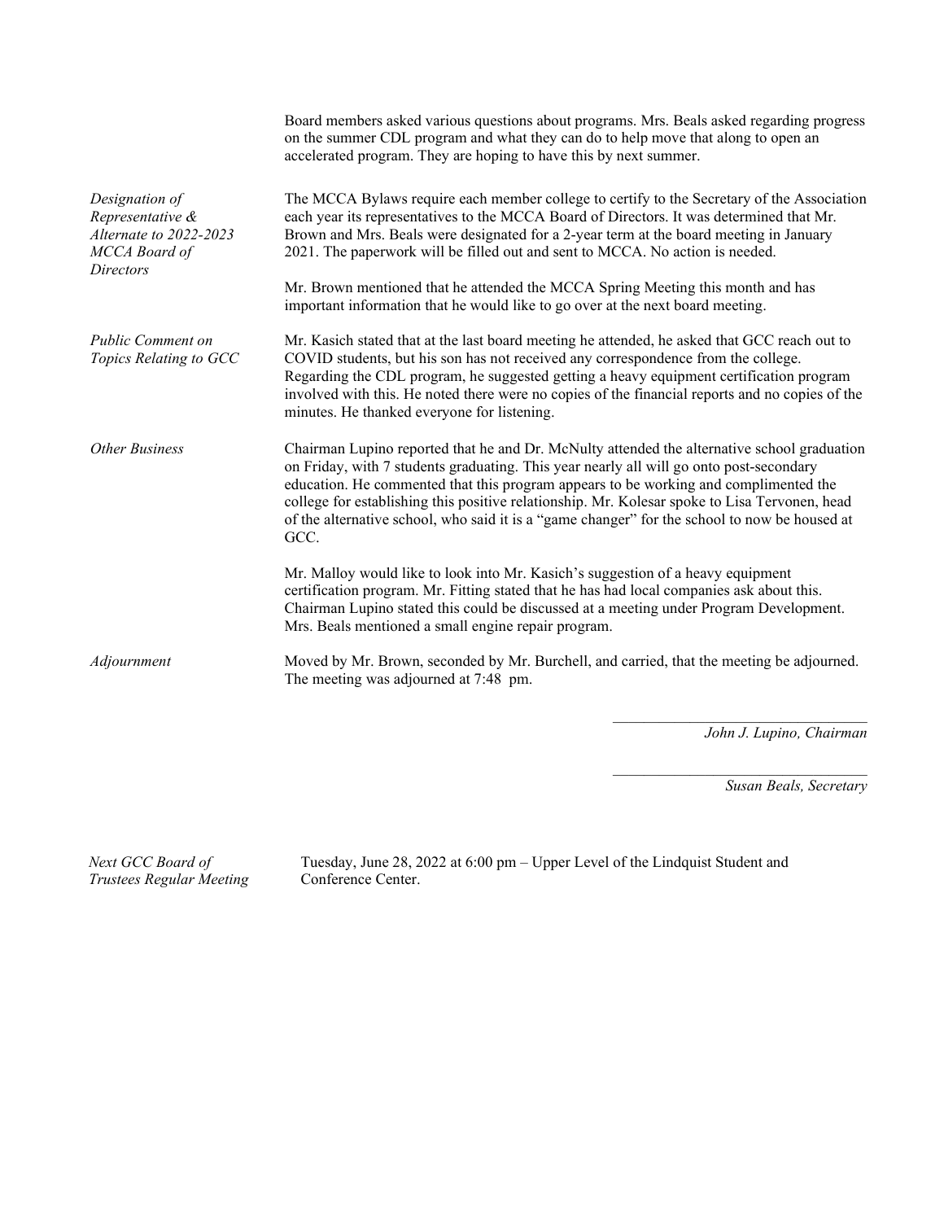Board members asked various questions about programs. Mrs. Beals asked regarding progress on the summer CDL program and what they can do to help move that along to open an accelerated program. They are hoping to have this by next summer.

*Designation of Representative & Alternate to 2022-2023 MCCA Board of Directors*

The MCCA Bylaws require each member college to certify to the Secretary of the Association each year its representatives to the MCCA Board of Directors. It was determined that Mr. Brown and Mrs. Beals were designated for a 2-year term at the board meeting in January 2021. The paperwork will be filled out and sent to MCCA. No action is needed.

Mr. Brown mentioned that he attended the MCCA Spring Meeting this month and has important information that he would like to go over at the next board meeting.

*Public Comment on Topics Relating to GCC*

Mr. Kasich stated that at the last board meeting he attended, he asked that GCC reach out to COVID students, but his son has not received any correspondence from the college. Regarding the CDL program, he suggested getting a heavy equipment certification program involved with this. He noted there were no copies of the financial reports and no copies of the minutes. He thanked everyone for listening.

*Other Business*

Chairman Lupino reported that he and Dr. McNulty attended the alternative school graduation on Friday, with 7 students graduating. This year nearly all will go onto post-secondary education. He commented that this program appears to be working and complimented the college for establishing this positive relationship. Mr. Kolesar spoke to Lisa Tervonen, head of the alternative school, who said it is a "game changer" for the school to now be housed at GCC.

Mr. Malloy would like to look into Mr. Kasich's suggestion of a heavy equipment certification program. Mr. Fitting stated that he has had local companies ask about this. Chairman Lupino stated this could be discussed at a meeting under Program Development. Mrs. Beals mentioned a small engine repair program.

*Adjournment*

Moved by Mr. Brown, seconded by Mr. Burchell, and carried, that the meeting be adjourned. The meeting was adjourned at 7:48 pm.

\_\_\_\_\_\_\_\_\_\_\_\_\_\_\_\_\_\_\_\_\_\_\_\_\_\_\_\_\_\_\_\_\_\_\_

*John J. Lupino, Chairman*

\_\_\_\_\_\_\_\_\_\_\_\_\_\_\_\_\_\_\_\_\_\_\_\_\_\_\_\_\_\_\_\_\_\_\_

*Susan Beals, Secretary*

*Next GCC Board of Trustees Regular Meeting*

Tuesday, June 28, 2022 at 6:00 pm – Upper Level of the Lindquist Student and Conference Center.